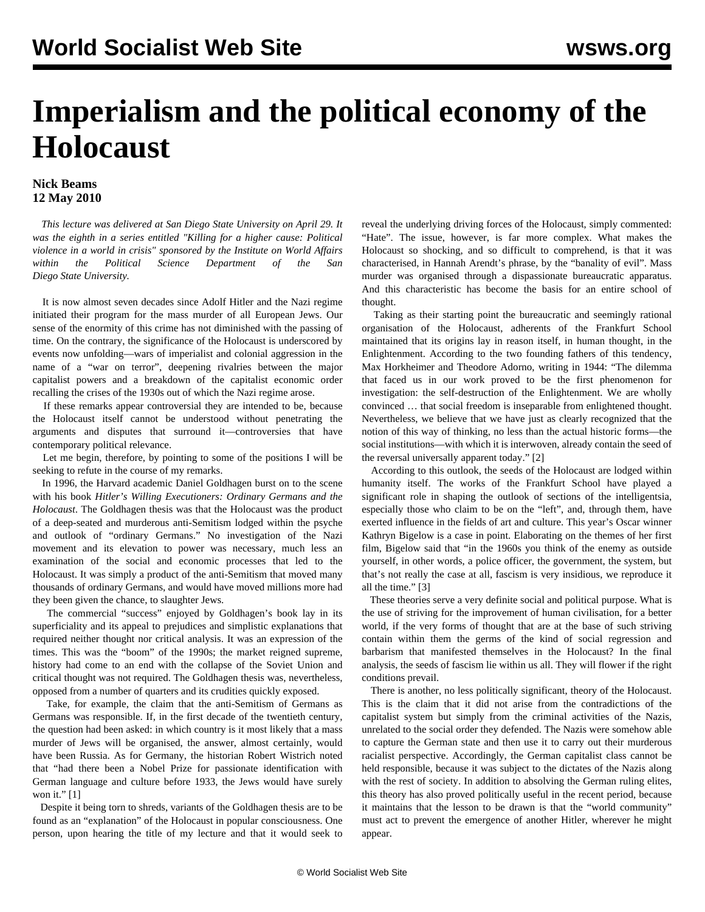# Imperialism and the political economy of the Holocaust

**Nick Beams**
**12 May 2010**

*This lecture was delivered at San Diego State University on April 29. It was the eighth in a series entitled "Killing for a higher cause: Political violence in a world in crisis" sponsored by the Institute on World Affairs within the Political Science Department of the San Diego State University.*

It is now almost seven decades since Adolf Hitler and the Nazi regime initiated their program for the mass murder of all European Jews. Our sense of the enormity of this crime has not diminished with the passing of time. On the contrary, the significance of the Holocaust is underscored by events now unfolding—wars of imperialist and colonial aggression in the name of a "war on terror", deepening rivalries between the major capitalist powers and a breakdown of the capitalist economic order recalling the crises of the 1930s out of which the Nazi regime arose.

If these remarks appear controversial they are intended to be, because the Holocaust itself cannot be understood without penetrating the arguments and disputes that surround it—controversies that have contemporary political relevance.

Let me begin, therefore, by pointing to some of the positions I will be seeking to refute in the course of my remarks.

In 1996, the Harvard academic Daniel Goldhagen burst on to the scene with his book *Hitler's Willing Executioners: Ordinary Germans and the Holocaust*. The Goldhagen thesis was that the Holocaust was the product of a deep-seated and murderous anti-Semitism lodged within the psyche and outlook of "ordinary Germans." No investigation of the Nazi movement and its elevation to power was necessary, much less an examination of the social and economic processes that led to the Holocaust. It was simply a product of the anti-Semitism that moved many thousands of ordinary Germans, and would have moved millions more had they been given the chance, to slaughter Jews.

The commercial "success" enjoyed by Goldhagen's book lay in its superficiality and its appeal to prejudices and simplistic explanations that required neither thought nor critical analysis. It was an expression of the times. This was the "boom" of the 1990s; the market reigned supreme, history had come to an end with the collapse of the Soviet Union and critical thought was not required. The Goldhagen thesis was, nevertheless, opposed from a number of quarters and its crudities quickly exposed.

Take, for example, the claim that the anti-Semitism of Germans as Germans was responsible. If, in the first decade of the twentieth century, the question had been asked: in which country is it most likely that a mass murder of Jews will be organised, the answer, almost certainly, would have been Russia. As for Germany, the historian Robert Wistrich noted that "had there been a Nobel Prize for passionate identification with German language and culture before 1933, the Jews would have surely won it." [1]

Despite it being torn to shreds, variants of the Goldhagen thesis are to be found as an "explanation" of the Holocaust in popular consciousness. One person, upon hearing the title of my lecture and that it would seek to reveal the underlying driving forces of the Holocaust, simply commented: "Hate". The issue, however, is far more complex. What makes the Holocaust so shocking, and so difficult to comprehend, is that it was characterised, in Hannah Arendt's phrase, by the "banality of evil". Mass murder was organised through a dispassionate bureaucratic apparatus. And this characteristic has become the basis for an entire school of thought.

Taking as their starting point the bureaucratic and seemingly rational organisation of the Holocaust, adherents of the Frankfurt School maintained that its origins lay in reason itself, in human thought, in the Enlightenment. According to the two founding fathers of this tendency, Max Horkheimer and Theodore Adorno, writing in 1944: "The dilemma that faced us in our work proved to be the first phenomenon for investigation: the self-destruction of the Enlightenment. We are wholly convinced … that social freedom is inseparable from enlightened thought. Nevertheless, we believe that we have just as clearly recognized that the notion of this way of thinking, no less than the actual historic forms—the social institutions—with which it is interwoven, already contain the seed of the reversal universally apparent today." [2]

According to this outlook, the seeds of the Holocaust are lodged within humanity itself. The works of the Frankfurt School have played a significant role in shaping the outlook of sections of the intelligentsia, especially those who claim to be on the "left", and, through them, have exerted influence in the fields of art and culture. This year's Oscar winner Kathryn Bigelow is a case in point. Elaborating on the themes of her first film, Bigelow said that "in the 1960s you think of the enemy as outside yourself, in other words, a police officer, the government, the system, but that's not really the case at all, fascism is very insidious, we reproduce it all the time." [3]

These theories serve a very definite social and political purpose. What is the use of striving for the improvement of human civilisation, for a better world, if the very forms of thought that are at the base of such striving contain within them the germs of the kind of social regression and barbarism that manifested themselves in the Holocaust? In the final analysis, the seeds of fascism lie within us all. They will flower if the right conditions prevail.

There is another, no less politically significant, theory of the Holocaust. This is the claim that it did not arise from the contradictions of the capitalist system but simply from the criminal activities of the Nazis, unrelated to the social order they defended. The Nazis were somehow able to capture the German state and then use it to carry out their murderous racialist perspective. Accordingly, the German capitalist class cannot be held responsible, because it was subject to the dictates of the Nazis along with the rest of society. In addition to absolving the German ruling elites, this theory has also proved politically useful in the recent period, because it maintains that the lesson to be drawn is that the "world community" must act to prevent the emergence of another Hitler, wherever he might appear.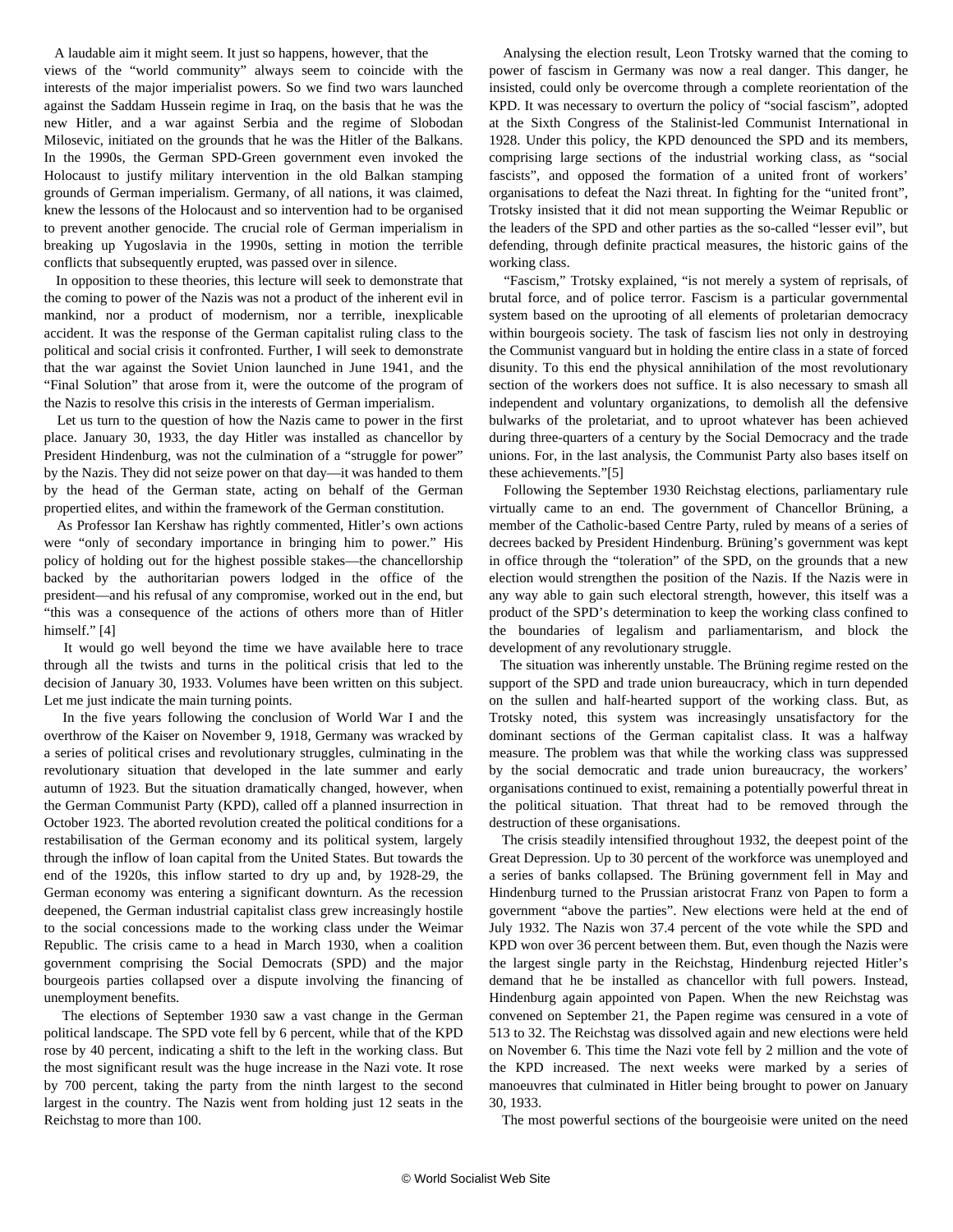A laudable aim it might seem. It just so happens, however, that the views of the "world community" always seem to coincide with the interests of the major imperialist powers. So we find two wars launched against the Saddam Hussein regime in Iraq, on the basis that he was the new Hitler, and a war against Serbia and the regime of Slobodan Milosevic, initiated on the grounds that he was the Hitler of the Balkans. In the 1990s, the German SPD-Green government even invoked the Holocaust to justify military intervention in the old Balkan stamping grounds of German imperialism. Germany, of all nations, it was claimed, knew the lessons of the Holocaust and so intervention had to be organised to prevent another genocide. The crucial role of German imperialism in breaking up Yugoslavia in the 1990s, setting in motion the terrible conflicts that subsequently erupted, was passed over in silence.

In opposition to these theories, this lecture will seek to demonstrate that the coming to power of the Nazis was not a product of the inherent evil in mankind, nor a product of modernism, nor a terrible, inexplicable accident. It was the response of the German capitalist ruling class to the political and social crisis it confronted. Further, I will seek to demonstrate that the war against the Soviet Union launched in June 1941, and the "Final Solution" that arose from it, were the outcome of the program of the Nazis to resolve this crisis in the interests of German imperialism.

Let us turn to the question of how the Nazis came to power in the first place. January 30, 1933, the day Hitler was installed as chancellor by President Hindenburg, was not the culmination of a "struggle for power" by the Nazis. They did not seize power on that day—it was handed to them by the head of the German state, acting on behalf of the German propertied elites, and within the framework of the German constitution.

As Professor Ian Kershaw has rightly commented, Hitler's own actions were "only of secondary importance in bringing him to power." His policy of holding out for the highest possible stakes—the chancellorship backed by the authoritarian powers lodged in the office of the president—and his refusal of any compromise, worked out in the end, but "this was a consequence of the actions of others more than of Hitler himself." [4]

It would go well beyond the time we have available here to trace through all the twists and turns in the political crisis that led to the decision of January 30, 1933. Volumes have been written on this subject. Let me just indicate the main turning points.

In the five years following the conclusion of World War I and the overthrow of the Kaiser on November 9, 1918, Germany was wracked by a series of political crises and revolutionary struggles, culminating in the revolutionary situation that developed in the late summer and early autumn of 1923. But the situation dramatically changed, however, when the German Communist Party (KPD), called off a planned insurrection in October 1923. The aborted revolution created the political conditions for a restabilisation of the German economy and its political system, largely through the inflow of loan capital from the United States. But towards the end of the 1920s, this inflow started to dry up and, by 1928-29, the German economy was entering a significant downturn. As the recession deepened, the German industrial capitalist class grew increasingly hostile to the social concessions made to the working class under the Weimar Republic. The crisis came to a head in March 1930, when a coalition government comprising the Social Democrats (SPD) and the major bourgeois parties collapsed over a dispute involving the financing of unemployment benefits.

The elections of September 1930 saw a vast change in the German political landscape. The SPD vote fell by 6 percent, while that of the KPD rose by 40 percent, indicating a shift to the left in the working class. But the most significant result was the huge increase in the Nazi vote. It rose by 700 percent, taking the party from the ninth largest to the second largest in the country. The Nazis went from holding just 12 seats in the Reichstag to more than 100.

Analysing the election result, Leon Trotsky warned that the coming to power of fascism in Germany was now a real danger. This danger, he insisted, could only be overcome through a complete reorientation of the KPD. It was necessary to overturn the policy of "social fascism", adopted at the Sixth Congress of the Stalinist-led Communist International in 1928. Under this policy, the KPD denounced the SPD and its members, comprising large sections of the industrial working class, as "social fascists", and opposed the formation of a united front of workers' organisations to defeat the Nazi threat. In fighting for the "united front", Trotsky insisted that it did not mean supporting the Weimar Republic or the leaders of the SPD and other parties as the so-called "lesser evil", but defending, through definite practical measures, the historic gains of the working class.

"Fascism," Trotsky explained, "is not merely a system of reprisals, of brutal force, and of police terror. Fascism is a particular governmental system based on the uprooting of all elements of proletarian democracy within bourgeois society. The task of fascism lies not only in destroying the Communist vanguard but in holding the entire class in a state of forced disunity. To this end the physical annihilation of the most revolutionary section of the workers does not suffice. It is also necessary to smash all independent and voluntary organizations, to demolish all the defensive bulwarks of the proletariat, and to uproot whatever has been achieved during three-quarters of a century by the Social Democracy and the trade unions. For, in the last analysis, the Communist Party also bases itself on these achievements."[5]

Following the September 1930 Reichstag elections, parliamentary rule virtually came to an end. The government of Chancellor Brüning, a member of the Catholic-based Centre Party, ruled by means of a series of decrees backed by President Hindenburg. Brüning's government was kept in office through the "toleration" of the SPD, on the grounds that a new election would strengthen the position of the Nazis. If the Nazis were in any way able to gain such electoral strength, however, this itself was a product of the SPD's determination to keep the working class confined to the boundaries of legalism and parliamentarism, and block the development of any revolutionary struggle.

The situation was inherently unstable. The Brüning regime rested on the support of the SPD and trade union bureaucracy, which in turn depended on the sullen and half-hearted support of the working class. But, as Trotsky noted, this system was increasingly unsatisfactory for the dominant sections of the German capitalist class. It was a halfway measure. The problem was that while the working class was suppressed by the social democratic and trade union bureaucracy, the workers' organisations continued to exist, remaining a potentially powerful threat in the political situation. That threat had to be removed through the destruction of these organisations.

The crisis steadily intensified throughout 1932, the deepest point of the Great Depression. Up to 30 percent of the workforce was unemployed and a series of banks collapsed. The Brüning government fell in May and Hindenburg turned to the Prussian aristocrat Franz von Papen to form a government "above the parties". New elections were held at the end of July 1932. The Nazis won 37.4 percent of the vote while the SPD and KPD won over 36 percent between them. But, even though the Nazis were the largest single party in the Reichstag, Hindenburg rejected Hitler's demand that he be installed as chancellor with full powers. Instead, Hindenburg again appointed von Papen. When the new Reichstag was convened on September 21, the Papen regime was censured in a vote of 513 to 32. The Reichstag was dissolved again and new elections were held on November 6. This time the Nazi vote fell by 2 million and the vote of the KPD increased. The next weeks were marked by a series of manoeuvres that culminated in Hitler being brought to power on January 30, 1933.

The most powerful sections of the bourgeoisie were united on the need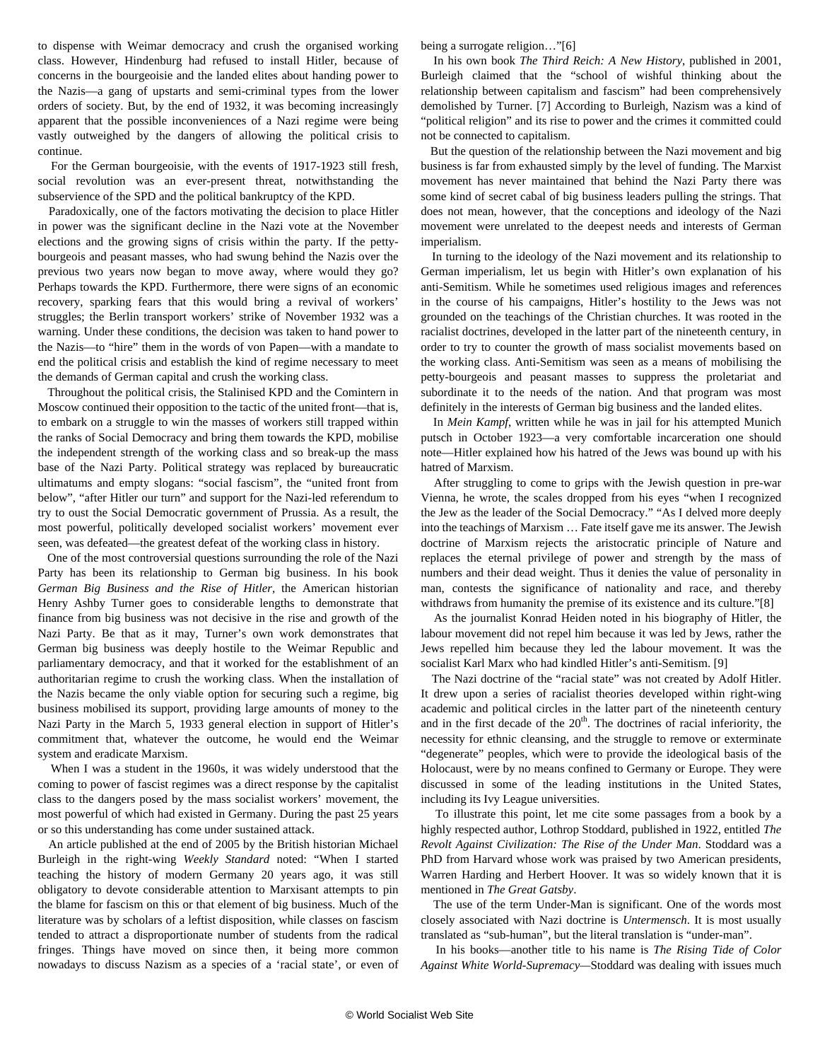to dispense with Weimar democracy and crush the organised working class. However, Hindenburg had refused to install Hitler, because of concerns in the bourgeoisie and the landed elites about handing power to the Nazis—a gang of upstarts and semi-criminal types from the lower orders of society. But, by the end of 1932, it was becoming increasingly apparent that the possible inconveniences of a Nazi regime were being vastly outweighed by the dangers of allowing the political crisis to continue.

For the German bourgeoisie, with the events of 1917-1923 still fresh, social revolution was an ever-present threat, notwithstanding the subservience of the SPD and the political bankruptcy of the KPD.

Paradoxically, one of the factors motivating the decision to place Hitler in power was the significant decline in the Nazi vote at the November elections and the growing signs of crisis within the party. If the petty-bourgeois and peasant masses, who had swung behind the Nazis over the previous two years now began to move away, where would they go? Perhaps towards the KPD. Furthermore, there were signs of an economic recovery, sparking fears that this would bring a revival of workers' struggles; the Berlin transport workers' strike of November 1932 was a warning. Under these conditions, the decision was taken to hand power to the Nazis—to "hire" them in the words of von Papen—with a mandate to end the political crisis and establish the kind of regime necessary to meet the demands of German capital and crush the working class.

Throughout the political crisis, the Stalinised KPD and the Comintern in Moscow continued their opposition to the tactic of the united front—that is, to embark on a struggle to win the masses of workers still trapped within the ranks of Social Democracy and bring them towards the KPD, mobilise the independent strength of the working class and so break-up the mass base of the Nazi Party. Political strategy was replaced by bureaucratic ultimatums and empty slogans: "social fascism", the "united front from below", "after Hitler our turn" and support for the Nazi-led referendum to try to oust the Social Democratic government of Prussia. As a result, the most powerful, politically developed socialist workers' movement ever seen, was defeated—the greatest defeat of the working class in history.

One of the most controversial questions surrounding the role of the Nazi Party has been its relationship to German big business. In his book *German Big Business and the Rise of Hitler*, the American historian Henry Ashby Turner goes to considerable lengths to demonstrate that finance from big business was not decisive in the rise and growth of the Nazi Party. Be that as it may, Turner's own work demonstrates that German big business was deeply hostile to the Weimar Republic and parliamentary democracy, and that it worked for the establishment of an authoritarian regime to crush the working class. When the installation of the Nazis became the only viable option for securing such a regime, big business mobilised its support, providing large amounts of money to the Nazi Party in the March 5, 1933 general election in support of Hitler's commitment that, whatever the outcome, he would end the Weimar system and eradicate Marxism.

When I was a student in the 1960s, it was widely understood that the coming to power of fascist regimes was a direct response by the capitalist class to the dangers posed by the mass socialist workers' movement, the most powerful of which had existed in Germany. During the past 25 years or so this understanding has come under sustained attack.

An article published at the end of 2005 by the British historian Michael Burleigh in the right-wing *Weekly Standard* noted: "When I started teaching the history of modern Germany 20 years ago, it was still obligatory to devote considerable attention to Marxisant attempts to pin the blame for fascism on this or that element of big business. Much of the literature was by scholars of a leftist disposition, while classes on fascism tended to attract a disproportionate number of students from the radical fringes. Things have moved on since then, it being more common nowadays to discuss Nazism as a species of a 'racial state', or even of being a surrogate religion…"[6]

In his own book *The Third Reich: A New History*, published in 2001, Burleigh claimed that the "school of wishful thinking about the relationship between capitalism and fascism" had been comprehensively demolished by Turner. [7] According to Burleigh, Nazism was a kind of "political religion" and its rise to power and the crimes it committed could not be connected to capitalism.

But the question of the relationship between the Nazi movement and big business is far from exhausted simply by the level of funding. The Marxist movement has never maintained that behind the Nazi Party there was some kind of secret cabal of big business leaders pulling the strings. That does not mean, however, that the conceptions and ideology of the Nazi movement were unrelated to the deepest needs and interests of German imperialism.

In turning to the ideology of the Nazi movement and its relationship to German imperialism, let us begin with Hitler's own explanation of his anti-Semitism. While he sometimes used religious images and references in the course of his campaigns, Hitler's hostility to the Jews was not grounded on the teachings of the Christian churches. It was rooted in the racialist doctrines, developed in the latter part of the nineteenth century, in order to try to counter the growth of mass socialist movements based on the working class. Anti-Semitism was seen as a means of mobilising the petty-bourgeois and peasant masses to suppress the proletariat and subordinate it to the needs of the nation. And that program was most definitely in the interests of German big business and the landed elites.

In *Mein Kampf*, written while he was in jail for his attempted Munich putsch in October 1923—a very comfortable incarceration one should note—Hitler explained how his hatred of the Jews was bound up with his hatred of Marxism.

After struggling to come to grips with the Jewish question in pre-war Vienna, he wrote, the scales dropped from his eyes "when I recognized the Jew as the leader of the Social Democracy." "As I delved more deeply into the teachings of Marxism … Fate itself gave me its answer. The Jewish doctrine of Marxism rejects the aristocratic principle of Nature and replaces the eternal privilege of power and strength by the mass of numbers and their dead weight. Thus it denies the value of personality in man, contests the significance of nationality and race, and thereby withdraws from humanity the premise of its existence and its culture."[8]

As the journalist Konrad Heiden noted in his biography of Hitler, the labour movement did not repel him because it was led by Jews, rather the Jews repelled him because they led the labour movement. It was the socialist Karl Marx who had kindled Hitler's anti-Semitism. [9]

The Nazi doctrine of the "racial state" was not created by Adolf Hitler. It drew upon a series of racialist theories developed within right-wing academic and political circles in the latter part of the nineteenth century and in the first decade of the 20th. The doctrines of racial inferiority, the necessity for ethnic cleansing, and the struggle to remove or exterminate "degenerate" peoples, which were to provide the ideological basis of the Holocaust, were by no means confined to Germany or Europe. They were discussed in some of the leading institutions in the United States, including its Ivy League universities.

To illustrate this point, let me cite some passages from a book by a highly respected author, Lothrop Stoddard, published in 1922, entitled *The Revolt Against Civilization: The Rise of the Under Man*. Stoddard was a PhD from Harvard whose work was praised by two American presidents, Warren Harding and Herbert Hoover. It was so widely known that it is mentioned in *The Great Gatsby*.

The use of the term Under-Man is significant. One of the words most closely associated with Nazi doctrine is *Untermensch*. It is most usually translated as "sub-human", but the literal translation is "under-man".

In his books—another title to his name is *The Rising Tide of Color Against White World-Supremacy*—Stoddard was dealing with issues much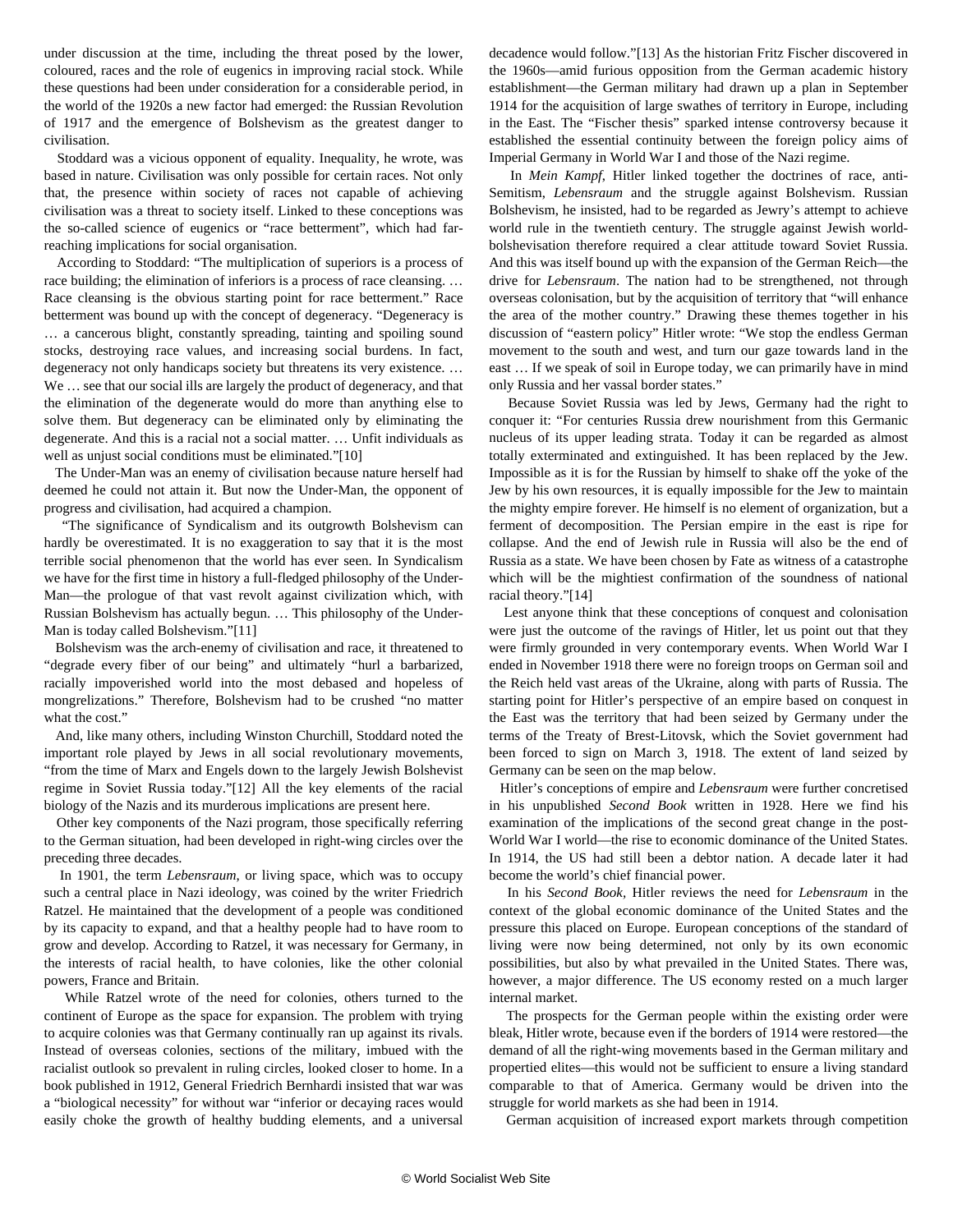under discussion at the time, including the threat posed by the lower, coloured, races and the role of eugenics in improving racial stock. While these questions had been under consideration for a considerable period, in the world of the 1920s a new factor had emerged: the Russian Revolution of 1917 and the emergence of Bolshevism as the greatest danger to civilisation.

Stoddard was a vicious opponent of equality. Inequality, he wrote, was based in nature. Civilisation was only possible for certain races. Not only that, the presence within society of races not capable of achieving civilisation was a threat to society itself. Linked to these conceptions was the so-called science of eugenics or "race betterment", which had far-reaching implications for social organisation.

According to Stoddard: "The multiplication of superiors is a process of race building; the elimination of inferiors is a process of race cleansing. … Race cleansing is the obvious starting point for race betterment." Race betterment was bound up with the concept of degeneracy. "Degeneracy is … a cancerous blight, constantly spreading, tainting and spoiling sound stocks, destroying race values, and increasing social burdens. In fact, degeneracy not only handicaps society but threatens its very existence. … We … see that our social ills are largely the product of degeneracy, and that the elimination of the degenerate would do more than anything else to solve them. But degeneracy can be eliminated only by eliminating the degenerate. And this is a racial not a social matter. … Unfit individuals as well as unjust social conditions must be eliminated."[10]

The Under-Man was an enemy of civilisation because nature herself had deemed he could not attain it. But now the Under-Man, the opponent of progress and civilisation, had acquired a champion.

"The significance of Syndicalism and its outgrowth Bolshevism can hardly be overestimated. It is no exaggeration to say that it is the most terrible social phenomenon that the world has ever seen. In Syndicalism we have for the first time in history a full-fledged philosophy of the Under-Man—the prologue of that vast revolt against civilization which, with Russian Bolshevism has actually begun. … This philosophy of the Under-Man is today called Bolshevism."[11]

Bolshevism was the arch-enemy of civilisation and race, it threatened to "degrade every fiber of our being" and ultimately "hurl a barbarized, racially impoverished world into the most debased and hopeless of mongrelizations." Therefore, Bolshevism had to be crushed "no matter what the cost."

And, like many others, including Winston Churchill, Stoddard noted the important role played by Jews in all social revolutionary movements, "from the time of Marx and Engels down to the largely Jewish Bolshevist regime in Soviet Russia today."[12] All the key elements of the racial biology of the Nazis and its murderous implications are present here.

Other key components of the Nazi program, those specifically referring to the German situation, had been developed in right-wing circles over the preceding three decades.

In 1901, the term *Lebensraum*, or living space, which was to occupy such a central place in Nazi ideology, was coined by the writer Friedrich Ratzel. He maintained that the development of a people was conditioned by its capacity to expand, and that a healthy people had to have room to grow and develop. According to Ratzel, it was necessary for Germany, in the interests of racial health, to have colonies, like the other colonial powers, France and Britain.

While Ratzel wrote of the need for colonies, others turned to the continent of Europe as the space for expansion. The problem with trying to acquire colonies was that Germany continually ran up against its rivals. Instead of overseas colonies, sections of the military, imbued with the racialist outlook so prevalent in ruling circles, looked closer to home. In a book published in 1912, General Friedrich Bernhardi insisted that war was a "biological necessity" for without war "inferior or decaying races would easily choke the growth of healthy budding elements, and a universal decadence would follow."[13] As the historian Fritz Fischer discovered in the 1960s—amid furious opposition from the German academic history establishment—the German military had drawn up a plan in September 1914 for the acquisition of large swathes of territory in Europe, including in the East. The "Fischer thesis" sparked intense controversy because it established the essential continuity between the foreign policy aims of Imperial Germany in World War I and those of the Nazi regime.

In *Mein Kampf*, Hitler linked together the doctrines of race, anti-Semitism, *Lebensraum* and the struggle against Bolshevism. Russian Bolshevism, he insisted, had to be regarded as Jewry's attempt to achieve world rule in the twentieth century. The struggle against Jewish world-bolshevisation therefore required a clear attitude toward Soviet Russia. And this was itself bound up with the expansion of the German Reich—the drive for *Lebensraum*. The nation had to be strengthened, not through overseas colonisation, but by the acquisition of territory that "will enhance the area of the mother country." Drawing these themes together in his discussion of "eastern policy" Hitler wrote: "We stop the endless German movement to the south and west, and turn our gaze towards land in the east … If we speak of soil in Europe today, we can primarily have in mind only Russia and her vassal border states."

Because Soviet Russia was led by Jews, Germany had the right to conquer it: "For centuries Russia drew nourishment from this Germanic nucleus of its upper leading strata. Today it can be regarded as almost totally exterminated and extinguished. It has been replaced by the Jew. Impossible as it is for the Russian by himself to shake off the yoke of the Jew by his own resources, it is equally impossible for the Jew to maintain the mighty empire forever. He himself is no element of organization, but a ferment of decomposition. The Persian empire in the east is ripe for collapse. And the end of Jewish rule in Russia will also be the end of Russia as a state. We have been chosen by Fate as witness of a catastrophe which will be the mightiest confirmation of the soundness of national racial theory."[14]

Lest anyone think that these conceptions of conquest and colonisation were just the outcome of the ravings of Hitler, let us point out that they were firmly grounded in very contemporary events. When World War I ended in November 1918 there were no foreign troops on German soil and the Reich held vast areas of the Ukraine, along with parts of Russia. The starting point for Hitler's perspective of an empire based on conquest in the East was the territory that had been seized by Germany under the terms of the Treaty of Brest-Litovsk, which the Soviet government had been forced to sign on March 3, 1918. The extent of land seized by Germany can be seen on the map below.

Hitler's conceptions of empire and *Lebensraum* were further concretised in his unpublished *Second Book* written in 1928. Here we find his examination of the implications of the second great change in the post-World War I world—the rise to economic dominance of the United States. In 1914, the US had still been a debtor nation. A decade later it had become the world's chief financial power.

In his *Second Book*, Hitler reviews the need for *Lebensraum* in the context of the global economic dominance of the United States and the pressure this placed on Europe. European conceptions of the standard of living were now being determined, not only by its own economic possibilities, but also by what prevailed in the United States. There was, however, a major difference. The US economy rested on a much larger internal market.

The prospects for the German people within the existing order were bleak, Hitler wrote, because even if the borders of 1914 were restored—the demand of all the right-wing movements based in the German military and propertied elites—this would not be sufficient to ensure a living standard comparable to that of America. Germany would be driven into the struggle for world markets as she had been in 1914.

German acquisition of increased export markets through competition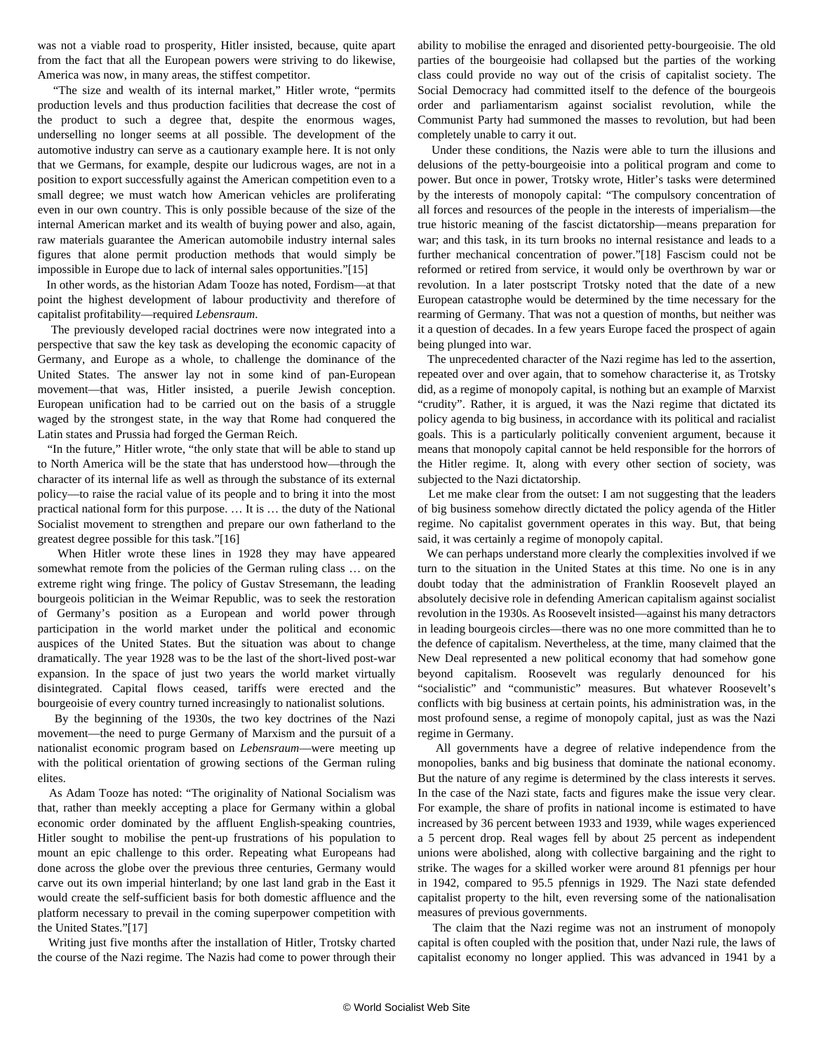was not a viable road to prosperity, Hitler insisted, because, quite apart from the fact that all the European powers were striving to do likewise, America was now, in many areas, the stiffest competitor.

"The size and wealth of its internal market," Hitler wrote, "permits production levels and thus production facilities that decrease the cost of the product to such a degree that, despite the enormous wages, underselling no longer seems at all possible. The development of the automotive industry can serve as a cautionary example here. It is not only that we Germans, for example, despite our ludicrous wages, are not in a position to export successfully against the American competition even to a small degree; we must watch how American vehicles are proliferating even in our own country. This is only possible because of the size of the internal American market and its wealth of buying power and also, again, raw materials guarantee the American automobile industry internal sales figures that alone permit production methods that would simply be impossible in Europe due to lack of internal sales opportunities."[15]

In other words, as the historian Adam Tooze has noted, Fordism—at that point the highest development of labour productivity and therefore of capitalist profitability—required *Lebensraum*.

The previously developed racial doctrines were now integrated into a perspective that saw the key task as developing the economic capacity of Germany, and Europe as a whole, to challenge the dominance of the United States. The answer lay not in some kind of pan-European movement—that was, Hitler insisted, a puerile Jewish conception. European unification had to be carried out on the basis of a struggle waged by the strongest state, in the way that Rome had conquered the Latin states and Prussia had forged the German Reich.

"In the future," Hitler wrote, "the only state that will be able to stand up to North America will be the state that has understood how—through the character of its internal life as well as through the substance of its external policy—to raise the racial value of its people and to bring it into the most practical national form for this purpose. … It is … the duty of the National Socialist movement to strengthen and prepare our own fatherland to the greatest degree possible for this task."[16]

When Hitler wrote these lines in 1928 they may have appeared somewhat remote from the policies of the German ruling class … on the extreme right wing fringe. The policy of Gustav Stresemann, the leading bourgeois politician in the Weimar Republic, was to seek the restoration of Germany's position as a European and world power through participation in the world market under the political and economic auspices of the United States. But the situation was about to change dramatically. The year 1928 was to be the last of the short-lived post-war expansion. In the space of just two years the world market virtually disintegrated. Capital flows ceased, tariffs were erected and the bourgeoisie of every country turned increasingly to nationalist solutions.

By the beginning of the 1930s, the two key doctrines of the Nazi movement—the need to purge Germany of Marxism and the pursuit of a nationalist economic program based on *Lebensraum*—were meeting up with the political orientation of growing sections of the German ruling elites.

As Adam Tooze has noted: "The originality of National Socialism was that, rather than meekly accepting a place for Germany within a global economic order dominated by the affluent English-speaking countries, Hitler sought to mobilise the pent-up frustrations of his population to mount an epic challenge to this order. Repeating what Europeans had done across the globe over the previous three centuries, Germany would carve out its own imperial hinterland; by one last land grab in the East it would create the self-sufficient basis for both domestic affluence and the platform necessary to prevail in the coming superpower competition with the United States."[17]

Writing just five months after the installation of Hitler, Trotsky charted the course of the Nazi regime. The Nazis had come to power through their ability to mobilise the enraged and disoriented petty-bourgeoisie. The old parties of the bourgeoisie had collapsed but the parties of the working class could provide no way out of the crisis of capitalist society. The Social Democracy had committed itself to the defence of the bourgeois order and parliamentarism against socialist revolution, while the Communist Party had summoned the masses to revolution, but had been completely unable to carry it out.

Under these conditions, the Nazis were able to turn the illusions and delusions of the petty-bourgeoisie into a political program and come to power. But once in power, Trotsky wrote, Hitler's tasks were determined by the interests of monopoly capital: "The compulsory concentration of all forces and resources of the people in the interests of imperialism—the true historic meaning of the fascist dictatorship—means preparation for war; and this task, in its turn brooks no internal resistance and leads to a further mechanical concentration of power."[18] Fascism could not be reformed or retired from service, it would only be overthrown by war or revolution. In a later postscript Trotsky noted that the date of a new European catastrophe would be determined by the time necessary for the rearming of Germany. That was not a question of months, but neither was it a question of decades. In a few years Europe faced the prospect of again being plunged into war.

The unprecedented character of the Nazi regime has led to the assertion, repeated over and over again, that to somehow characterise it, as Trotsky did, as a regime of monopoly capital, is nothing but an example of Marxist "crudity". Rather, it is argued, it was the Nazi regime that dictated its policy agenda to big business, in accordance with its political and racialist goals. This is a particularly politically convenient argument, because it means that monopoly capital cannot be held responsible for the horrors of the Hitler regime. It, along with every other section of society, was subjected to the Nazi dictatorship.

Let me make clear from the outset: I am not suggesting that the leaders of big business somehow directly dictated the policy agenda of the Hitler regime. No capitalist government operates in this way. But, that being said, it was certainly a regime of monopoly capital.

We can perhaps understand more clearly the complexities involved if we turn to the situation in the United States at this time. No one is in any doubt today that the administration of Franklin Roosevelt played an absolutely decisive role in defending American capitalism against socialist revolution in the 1930s. As Roosevelt insisted—against his many detractors in leading bourgeois circles—there was no one more committed than he to the defence of capitalism. Nevertheless, at the time, many claimed that the New Deal represented a new political economy that had somehow gone beyond capitalism. Roosevelt was regularly denounced for his "socialistic" and "communistic" measures. But whatever Roosevelt's conflicts with big business at certain points, his administration was, in the most profound sense, a regime of monopoly capital, just as was the Nazi regime in Germany.

All governments have a degree of relative independence from the monopolies, banks and big business that dominate the national economy. But the nature of any regime is determined by the class interests it serves. In the case of the Nazi state, facts and figures make the issue very clear. For example, the share of profits in national income is estimated to have increased by 36 percent between 1933 and 1939, while wages experienced a 5 percent drop. Real wages fell by about 25 percent as independent unions were abolished, along with collective bargaining and the right to strike. The wages for a skilled worker were around 81 pfennigs per hour in 1942, compared to 95.5 pfennigs in 1929. The Nazi state defended capitalist property to the hilt, even reversing some of the nationalisation measures of previous governments.

The claim that the Nazi regime was not an instrument of monopoly capital is often coupled with the position that, under Nazi rule, the laws of capitalist economy no longer applied. This was advanced in 1941 by a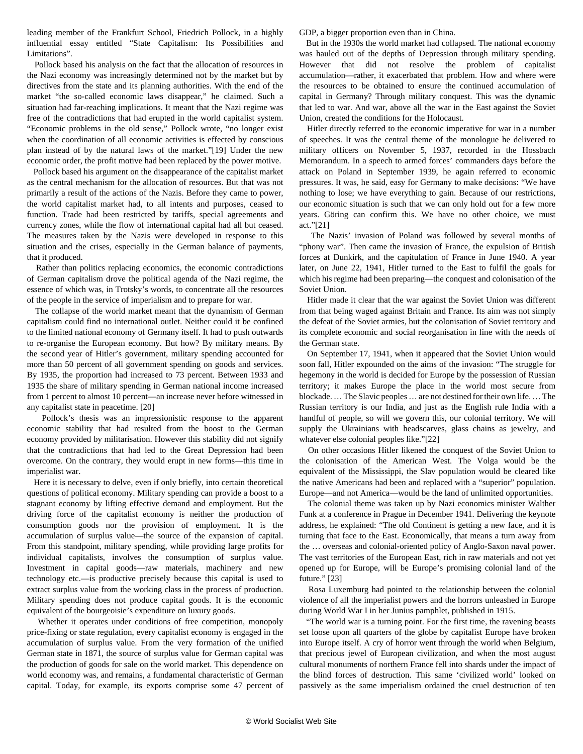leading member of the Frankfurt School, Friedrich Pollock, in a highly influential essay entitled "State Capitalism: Its Possibilities and Limitations".

Pollock based his analysis on the fact that the allocation of resources in the Nazi economy was increasingly determined not by the market but by directives from the state and its planning authorities. With the end of the market "the so-called economic laws disappear," he claimed. Such a situation had far-reaching implications. It meant that the Nazi regime was free of the contradictions that had erupted in the world capitalist system. "Economic problems in the old sense," Pollock wrote, "no longer exist when the coordination of all economic activities is effected by conscious plan instead of by the natural laws of the market."[19] Under the new economic order, the profit motive had been replaced by the power motive.

Pollock based his argument on the disappearance of the capitalist market as the central mechanism for the allocation of resources. But that was not primarily a result of the actions of the Nazis. Before they came to power, the world capitalist market had, to all intents and purposes, ceased to function. Trade had been restricted by tariffs, special agreements and currency zones, while the flow of international capital had all but ceased. The measures taken by the Nazis were developed in response to this situation and the crises, especially in the German balance of payments, that it produced.

Rather than politics replacing economics, the economic contradictions of German capitalism drove the political agenda of the Nazi regime, the essence of which was, in Trotsky's words, to concentrate all the resources of the people in the service of imperialism and to prepare for war.

The collapse of the world market meant that the dynamism of German capitalism could find no international outlet. Neither could it be confined to the limited national economy of Germany itself. It had to push outwards to re-organise the European economy. But how? By military means. By the second year of Hitler's government, military spending accounted for more than 50 percent of all government spending on goods and services. By 1935, the proportion had increased to 73 percent. Between 1933 and 1935 the share of military spending in German national income increased from 1 percent to almost 10 percent—an increase never before witnessed in any capitalist state in peacetime. [20]

Pollock's thesis was an impressionistic response to the apparent economic stability that had resulted from the boost to the German economy provided by militarisation. However this stability did not signify that the contradictions that had led to the Great Depression had been overcome. On the contrary, they would erupt in new forms—this time in imperialist war.

Here it is necessary to delve, even if only briefly, into certain theoretical questions of political economy. Military spending can provide a boost to a stagnant economy by lifting effective demand and employment. But the driving force of the capitalist economy is neither the production of consumption goods nor the provision of employment. It is the accumulation of surplus value—the source of the expansion of capital. From this standpoint, military spending, while providing large profits for individual capitalists, involves the consumption of surplus value. Investment in capital goods—raw materials, machinery and new technology etc.—is productive precisely because this capital is used to extract surplus value from the working class in the process of production. Military spending does not produce capital goods. It is the economic equivalent of the bourgeoisie's expenditure on luxury goods.

Whether it operates under conditions of free competition, monopoly price-fixing or state regulation, every capitalist economy is engaged in the accumulation of surplus value. From the very formation of the unified German state in 1871, the source of surplus value for German capital was the production of goods for sale on the world market. This dependence on world economy was, and remains, a fundamental characteristic of German capital. Today, for example, its exports comprise some 47 percent of GDP, a bigger proportion even than in China.

But in the 1930s the world market had collapsed. The national economy was hauled out of the depths of Depression through military spending. However that did not resolve the problem of capitalist accumulation—rather, it exacerbated that problem. How and where were the resources to be obtained to ensure the continued accumulation of capital in Germany? Through military conquest. This was the dynamic that led to war. And war, above all the war in the East against the Soviet Union, created the conditions for the Holocaust.

Hitler directly referred to the economic imperative for war in a number of speeches. It was the central theme of the monologue he delivered to military officers on November 5, 1937, recorded in the Hossbach Memorandum. In a speech to armed forces' commanders days before the attack on Poland in September 1939, he again referred to economic pressures. It was, he said, easy for Germany to make decisions: "We have nothing to lose; we have everything to gain. Because of our restrictions, our economic situation is such that we can only hold out for a few more years. Göring can confirm this. We have no other choice, we must act."[21]

The Nazis' invasion of Poland was followed by several months of "phony war". Then came the invasion of France, the expulsion of British forces at Dunkirk, and the capitulation of France in June 1940. A year later, on June 22, 1941, Hitler turned to the East to fulfil the goals for which his regime had been preparing—the conquest and colonisation of the Soviet Union.

Hitler made it clear that the war against the Soviet Union was different from that being waged against Britain and France. Its aim was not simply the defeat of the Soviet armies, but the colonisation of Soviet territory and its complete economic and social reorganisation in line with the needs of the German state.

On September 17, 1941, when it appeared that the Soviet Union would soon fall, Hitler expounded on the aims of the invasion: "The struggle for hegemony in the world is decided for Europe by the possession of Russian territory; it makes Europe the place in the world most secure from blockade. … The Slavic peoples … are not destined for their own life. … The Russian territory is our India, and just as the English rule India with a handful of people, so will we govern this, our colonial territory. We will supply the Ukrainians with headscarves, glass chains as jewelry, and whatever else colonial peoples like."[22]

On other occasions Hitler likened the conquest of the Soviet Union to the colonisation of the American West. The Volga would be the equivalent of the Mississippi, the Slav population would be cleared like the native Americans had been and replaced with a "superior" population. Europe—and not America—would be the land of unlimited opportunities.

The colonial theme was taken up by Nazi economics minister Walther Funk at a conference in Prague in December 1941. Delivering the keynote address, he explained: "The old Continent is getting a new face, and it is turning that face to the East. Economically, that means a turn away from the … overseas and colonial-oriented policy of Anglo-Saxon naval power. The vast territories of the European East, rich in raw materials and not yet opened up for Europe, will be Europe's promising colonial land of the future." [23]

Rosa Luxemburg had pointed to the relationship between the colonial violence of all the imperialist powers and the horrors unleashed in Europe during World War I in her Junius pamphlet, published in 1915.

"The world war is a turning point. For the first time, the ravening beasts set loose upon all quarters of the globe by capitalist Europe have broken into Europe itself. A cry of horror went through the world when Belgium, that precious jewel of European civilization, and when the most august cultural monuments of northern France fell into shards under the impact of the blind forces of destruction. This same 'civilized world' looked on passively as the same imperialism ordained the cruel destruction of ten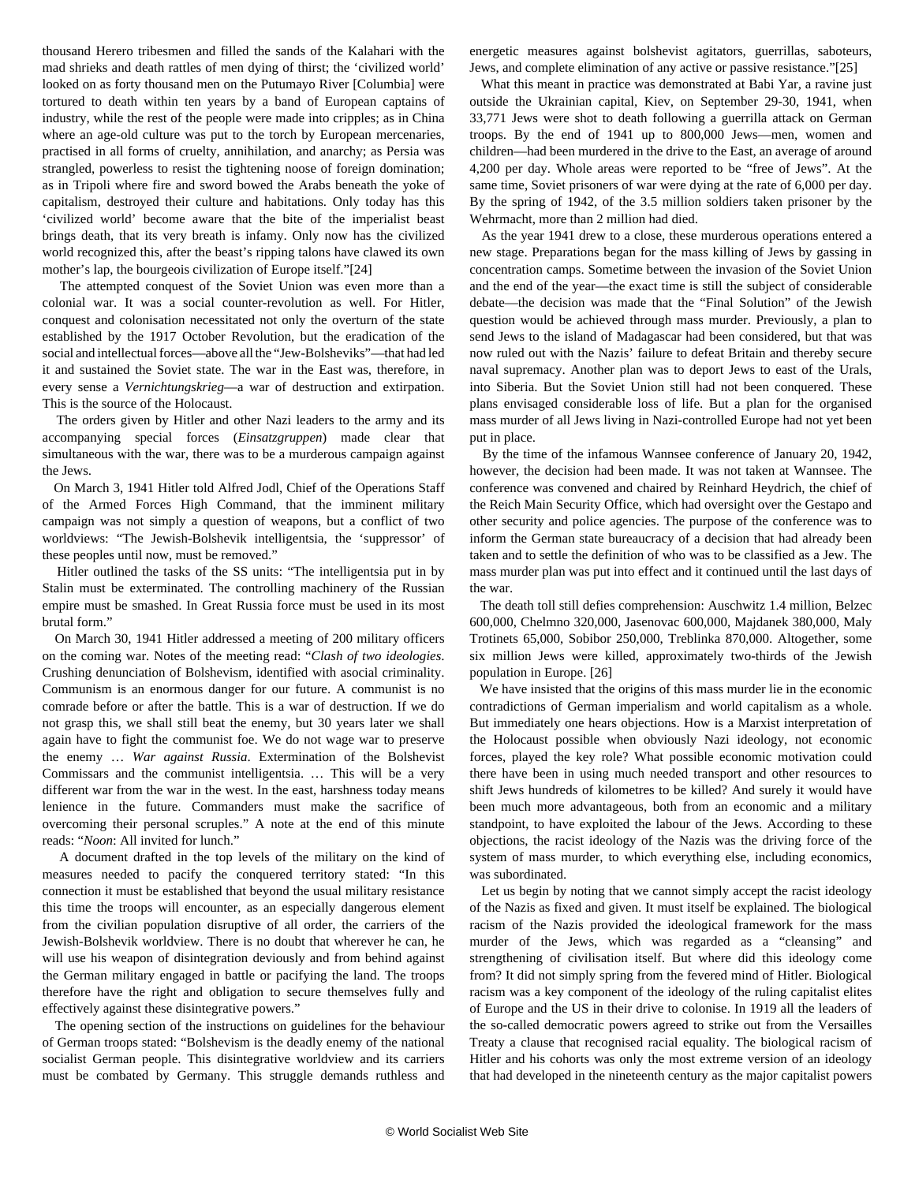thousand Herero tribesmen and filled the sands of the Kalahari with the mad shrieks and death rattles of men dying of thirst; the 'civilized world' looked on as forty thousand men on the Putumayo River [Columbia] were tortured to death within ten years by a band of European captains of industry, while the rest of the people were made into cripples; as in China where an age-old culture was put to the torch by European mercenaries, practised in all forms of cruelty, annihilation, and anarchy; as Persia was strangled, powerless to resist the tightening noose of foreign domination; as in Tripoli where fire and sword bowed the Arabs beneath the yoke of capitalism, destroyed their culture and habitations. Only today has this 'civilized world' become aware that the bite of the imperialist beast brings death, that its very breath is infamy. Only now has the civilized world recognized this, after the beast's ripping talons have clawed its own mother's lap, the bourgeois civilization of Europe itself."[24]

The attempted conquest of the Soviet Union was even more than a colonial war. It was a social counter-revolution as well. For Hitler, conquest and colonisation necessitated not only the overturn of the state established by the 1917 October Revolution, but the eradication of the social and intellectual forces—above all the "Jew-Bolsheviks"—that had led it and sustained the Soviet state. The war in the East was, therefore, in every sense a *Vernichtungskrieg*—a war of destruction and extirpation. This is the source of the Holocaust.

The orders given by Hitler and other Nazi leaders to the army and its accompanying special forces (*Einsatzgruppen*) made clear that simultaneous with the war, there was to be a murderous campaign against the Jews.

On March 3, 1941 Hitler told Alfred Jodl, Chief of the Operations Staff of the Armed Forces High Command, that the imminent military campaign was not simply a question of weapons, but a conflict of two worldviews: "The Jewish-Bolshevik intelligentsia, the 'suppressor' of these peoples until now, must be removed."

Hitler outlined the tasks of the SS units: "The intelligentsia put in by Stalin must be exterminated. The controlling machinery of the Russian empire must be smashed. In Great Russia force must be used in its most brutal form."

On March 30, 1941 Hitler addressed a meeting of 200 military officers on the coming war. Notes of the meeting read: "*Clash of two ideologies*. Crushing denunciation of Bolshevism, identified with asocial criminality. Communism is an enormous danger for our future. A communist is no comrade before or after the battle. This is a war of destruction. If we do not grasp this, we shall still beat the enemy, but 30 years later we shall again have to fight the communist foe. We do not wage war to preserve the enemy … *War against Russia*. Extermination of the Bolshevist Commissars and the communist intelligentsia. … This will be a very different war from the war in the west. In the east, harshness today means lenience in the future. Commanders must make the sacrifice of overcoming their personal scruples." A note at the end of this minute reads: "*Noon*: All invited for lunch."

A document drafted in the top levels of the military on the kind of measures needed to pacify the conquered territory stated: "In this connection it must be established that beyond the usual military resistance this time the troops will encounter, as an especially dangerous element from the civilian population disruptive of all order, the carriers of the Jewish-Bolshevik worldview. There is no doubt that wherever he can, he will use his weapon of disintegration deviously and from behind against the German military engaged in battle or pacifying the land. The troops therefore have the right and obligation to secure themselves fully and effectively against these disintegrative powers."

The opening section of the instructions on guidelines for the behaviour of German troops stated: "Bolshevism is the deadly enemy of the national socialist German people. This disintegrative worldview and its carriers must be combated by Germany. This struggle demands ruthless and energetic measures against bolshevist agitators, guerrillas, saboteurs, Jews, and complete elimination of any active or passive resistance."[25]

What this meant in practice was demonstrated at Babi Yar, a ravine just outside the Ukrainian capital, Kiev, on September 29-30, 1941, when 33,771 Jews were shot to death following a guerrilla attack on German troops. By the end of 1941 up to 800,000 Jews—men, women and children—had been murdered in the drive to the East, an average of around 4,200 per day. Whole areas were reported to be "free of Jews". At the same time, Soviet prisoners of war were dying at the rate of 6,000 per day. By the spring of 1942, of the 3.5 million soldiers taken prisoner by the Wehrmacht, more than 2 million had died.

As the year 1941 drew to a close, these murderous operations entered a new stage. Preparations began for the mass killing of Jews by gassing in concentration camps. Sometime between the invasion of the Soviet Union and the end of the year—the exact time is still the subject of considerable debate—the decision was made that the "Final Solution" of the Jewish question would be achieved through mass murder. Previously, a plan to send Jews to the island of Madagascar had been considered, but that was now ruled out with the Nazis' failure to defeat Britain and thereby secure naval supremacy. Another plan was to deport Jews to east of the Urals, into Siberia. But the Soviet Union still had not been conquered. These plans envisaged considerable loss of life. But a plan for the organised mass murder of all Jews living in Nazi-controlled Europe had not yet been put in place.

By the time of the infamous Wannsee conference of January 20, 1942, however, the decision had been made. It was not taken at Wannsee. The conference was convened and chaired by Reinhard Heydrich, the chief of the Reich Main Security Office, which had oversight over the Gestapo and other security and police agencies. The purpose of the conference was to inform the German state bureaucracy of a decision that had already been taken and to settle the definition of who was to be classified as a Jew. The mass murder plan was put into effect and it continued until the last days of the war.

The death toll still defies comprehension: Auschwitz 1.4 million, Belzec 600,000, Chelmno 320,000, Jasenovac 600,000, Majdanek 380,000, Maly Trotinets 65,000, Sobibor 250,000, Treblinka 870,000. Altogether, some six million Jews were killed, approximately two-thirds of the Jewish population in Europe. [26]

We have insisted that the origins of this mass murder lie in the economic contradictions of German imperialism and world capitalism as a whole. But immediately one hears objections. How is a Marxist interpretation of the Holocaust possible when obviously Nazi ideology, not economic forces, played the key role? What possible economic motivation could there have been in using much needed transport and other resources to shift Jews hundreds of kilometres to be killed? And surely it would have been much more advantageous, both from an economic and a military standpoint, to have exploited the labour of the Jews. According to these objections, the racist ideology of the Nazis was the driving force of the system of mass murder, to which everything else, including economics, was subordinated.

Let us begin by noting that we cannot simply accept the racist ideology of the Nazis as fixed and given. It must itself be explained. The biological racism of the Nazis provided the ideological framework for the mass murder of the Jews, which was regarded as a "cleansing" and strengthening of civilisation itself. But where did this ideology come from? It did not simply spring from the fevered mind of Hitler. Biological racism was a key component of the ideology of the ruling capitalist elites of Europe and the US in their drive to colonise. In 1919 all the leaders of the so-called democratic powers agreed to strike out from the Versailles Treaty a clause that recognised racial equality. The biological racism of Hitler and his cohorts was only the most extreme version of an ideology that had developed in the nineteenth century as the major capitalist powers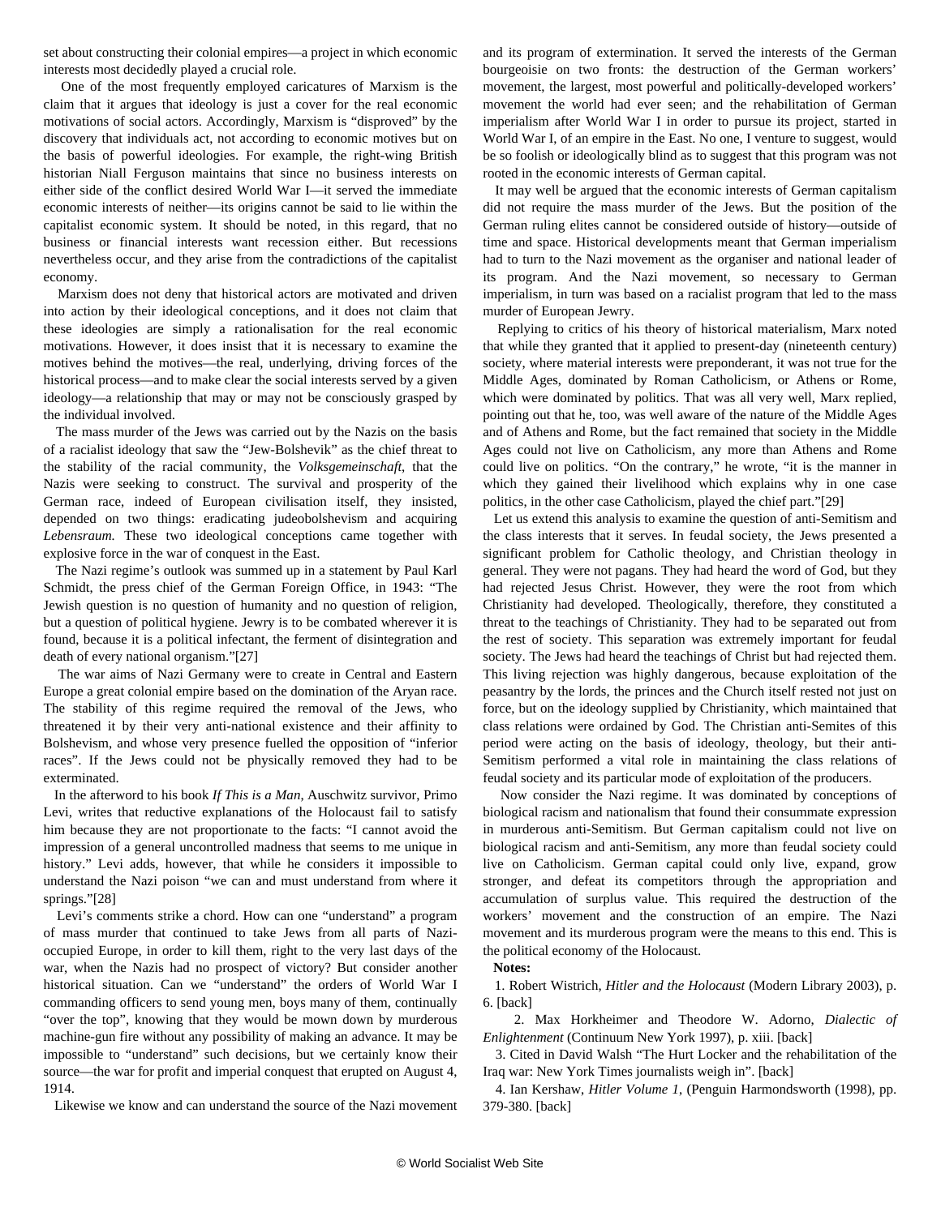set about constructing their colonial empires—a project in which economic interests most decidedly played a crucial role.

One of the most frequently employed caricatures of Marxism is the claim that it argues that ideology is just a cover for the real economic motivations of social actors. Accordingly, Marxism is "disproved" by the discovery that individuals act, not according to economic motives but on the basis of powerful ideologies. For example, the right-wing British historian Niall Ferguson maintains that since no business interests on either side of the conflict desired World War I—it served the immediate economic interests of neither—its origins cannot be said to lie within the capitalist economic system. It should be noted, in this regard, that no business or financial interests want recession either. But recessions nevertheless occur, and they arise from the contradictions of the capitalist economy.

Marxism does not deny that historical actors are motivated and driven into action by their ideological conceptions, and it does not claim that these ideologies are simply a rationalisation for the real economic motivations. However, it does insist that it is necessary to examine the motives behind the motives—the real, underlying, driving forces of the historical process—and to make clear the social interests served by a given ideology—a relationship that may or may not be consciously grasped by the individual involved.

The mass murder of the Jews was carried out by the Nazis on the basis of a racialist ideology that saw the "Jew-Bolshevik" as the chief threat to the stability of the racial community, the *Volksgemeinschaft*, that the Nazis were seeking to construct. The survival and prosperity of the German race, indeed of European civilisation itself, they insisted, depended on two things: eradicating judeobolshevism and acquiring *Lebensraum.* These two ideological conceptions came together with explosive force in the war of conquest in the East.

The Nazi regime's outlook was summed up in a statement by Paul Karl Schmidt, the press chief of the German Foreign Office, in 1943: "The Jewish question is no question of humanity and no question of religion, but a question of political hygiene. Jewry is to be combated wherever it is found, because it is a political infectant, the ferment of disintegration and death of every national organism."[27]

The war aims of Nazi Germany were to create in Central and Eastern Europe a great colonial empire based on the domination of the Aryan race. The stability of this regime required the removal of the Jews, who threatened it by their very anti-national existence and their affinity to Bolshevism, and whose very presence fuelled the opposition of "inferior races". If the Jews could not be physically removed they had to be exterminated.

In the afterword to his book *If This is a Man,* Auschwitz survivor, Primo Levi, writes that reductive explanations of the Holocaust fail to satisfy him because they are not proportionate to the facts: "I cannot avoid the impression of a general uncontrolled madness that seems to me unique in history." Levi adds, however, that while he considers it impossible to understand the Nazi poison "we can and must understand from where it springs."[28]

Levi's comments strike a chord. How can one "understand" a program of mass murder that continued to take Jews from all parts of Nazi-occupied Europe, in order to kill them, right to the very last days of the war, when the Nazis had no prospect of victory? But consider another historical situation. Can we "understand" the orders of World War I commanding officers to send young men, boys many of them, continually "over the top", knowing that they would be mown down by murderous machine-gun fire without any possibility of making an advance. It may be impossible to "understand" such decisions, but we certainly know their source—the war for profit and imperial conquest that erupted on August 4, 1914.

Likewise we know and can understand the source of the Nazi movement and its program of extermination. It served the interests of the German bourgeoisie on two fronts: the destruction of the German workers' movement, the largest, most powerful and politically-developed workers' movement the world had ever seen; and the rehabilitation of German imperialism after World War I in order to pursue its project, started in World War I, of an empire in the East. No one, I venture to suggest, would be so foolish or ideologically blind as to suggest that this program was not rooted in the economic interests of German capital.

It may well be argued that the economic interests of German capitalism did not require the mass murder of the Jews. But the position of the German ruling elites cannot be considered outside of history—outside of time and space. Historical developments meant that German imperialism had to turn to the Nazi movement as the organiser and national leader of its program. And the Nazi movement, so necessary to German imperialism, in turn was based on a racialist program that led to the mass murder of European Jewry.

Replying to critics of his theory of historical materialism, Marx noted that while they granted that it applied to present-day (nineteenth century) society, where material interests were preponderant, it was not true for the Middle Ages, dominated by Roman Catholicism, or Athens or Rome, which were dominated by politics. That was all very well, Marx replied, pointing out that he, too, was well aware of the nature of the Middle Ages and of Athens and Rome, but the fact remained that society in the Middle Ages could not live on Catholicism, any more than Athens and Rome could live on politics. "On the contrary," he wrote, "it is the manner in which they gained their livelihood which explains why in one case politics, in the other case Catholicism, played the chief part."[29]

Let us extend this analysis to examine the question of anti-Semitism and the class interests that it serves. In feudal society, the Jews presented a significant problem for Catholic theology, and Christian theology in general. They were not pagans. They had heard the word of God, but they had rejected Jesus Christ. However, they were the root from which Christianity had developed. Theologically, therefore, they constituted a threat to the teachings of Christianity. They had to be separated out from the rest of society. This separation was extremely important for feudal society. The Jews had heard the teachings of Christ but had rejected them. This living rejection was highly dangerous, because exploitation of the peasantry by the lords, the princes and the Church itself rested not just on force, but on the ideology supplied by Christianity, which maintained that class relations were ordained by God. The Christian anti-Semites of this period were acting on the basis of ideology, theology, but their anti-Semitism performed a vital role in maintaining the class relations of feudal society and its particular mode of exploitation of the producers.

Now consider the Nazi regime. It was dominated by conceptions of biological racism and nationalism that found their consummate expression in murderous anti-Semitism. But German capitalism could not live on biological racism and anti-Semitism, any more than feudal society could live on Catholicism. German capital could only live, expand, grow stronger, and defeat its competitors through the appropriation and accumulation of surplus value. This required the destruction of the workers' movement and the construction of an empire. The Nazi movement and its murderous program were the means to this end. This is the political economy of the Holocaust.

**Notes:**

1. Robert Wistrich, *Hitler and the Holocaust* (Modern Library 2003), p. 6. [back]

2. Max Horkheimer and Theodore W. Adorno, *Dialectic of Enlightenment* (Continuum New York 1997), p. xiii. [back]

3. Cited in David Walsh "The Hurt Locker and the rehabilitation of the Iraq war: New York Times journalists weigh in". [back]

4. Ian Kershaw, *Hitler Volume 1*, (Penguin Harmondsworth (1998), pp. 379-380. [back]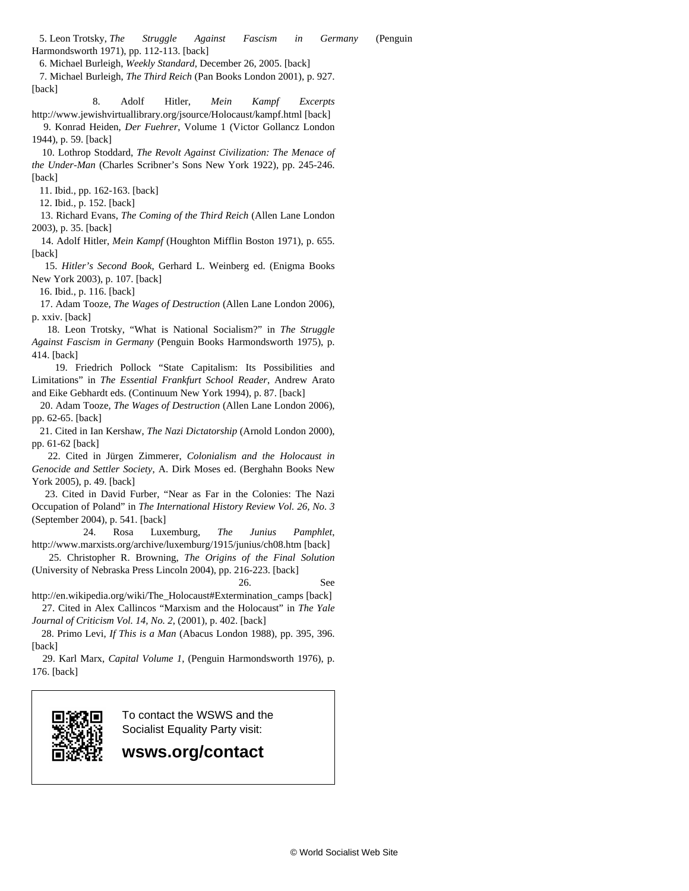5. Leon Trotsky, *The Struggle Against Fascism in Germany* (Penguin Harmondsworth 1971), pp. 112-113. [back]

6. Michael Burleigh, *Weekly Standard*, December 26, 2005. [back]

7. Michael Burleigh, *The Third Reich* (Pan Books London 2001), p. 927. [back]

8. Adolf Hitler, *Mein Kampf Excerpts* http://www.jewishvirtuallibrary.org/jsource/Holocaust/kampf.html [back]

9. Konrad Heiden, *Der Fuehrer*, Volume 1 (Victor Gollancz London 1944), p. 59. [back]

10. Lothrop Stoddard, *The Revolt Against Civilization: The Menace of the Under-Man* (Charles Scribner's Sons New York 1922), pp. 245-246. [back]

11. Ibid., pp. 162-163. [back]

12. Ibid., p. 152. [back]

13. Richard Evans, *The Coming of the Third Reich* (Allen Lane London 2003), p. 35. [back]

14. Adolf Hitler, *Mein Kampf* (Houghton Mifflin Boston 1971), p. 655. [back]

15. *Hitler's Second Book*, Gerhard L. Weinberg ed. (Enigma Books New York 2003), p. 107. [back]

16. Ibid., p. 116. [back]

17. Adam Tooze, *The Wages of Destruction* (Allen Lane London 2006), p. xxiv. [back]

18. Leon Trotsky, "What is National Socialism?" in *The Struggle Against Fascism in Germany* (Penguin Books Harmondsworth 1975), p. 414. [back]

19. Friedrich Pollock "State Capitalism: Its Possibilities and Limitations" in *The Essential Frankfurt School Reader*, Andrew Arato and Eike Gebhardt eds. (Continuum New York 1994), p. 87. [back]

20. Adam Tooze, *The Wages of Destruction* (Allen Lane London 2006), pp. 62-65. [back]

21. Cited in Ian Kershaw, *The Nazi Dictatorship* (Arnold London 2000), pp. 61-62 [back]

22. Cited in Jürgen Zimmerer, *Colonialism and the Holocaust in Genocide and Settler Society*, A. Dirk Moses ed. (Berghahn Books New York 2005), p. 49. [back]

23. Cited in David Furber, "Near as Far in the Colonies: The Nazi Occupation of Poland" in *The International History Review Vol. 26, No. 3* (September 2004), p. 541. [back]

24. Rosa Luxemburg, *The Junius Pamphlet*, http://www.marxists.org/archive/luxemburg/1915/junius/ch08.htm [back]

25. Christopher R. Browning, *The Origins of the Final Solution* (University of Nebraska Press Lincoln 2004), pp. 216-223. [back]

26. See http://en.wikipedia.org/wiki/The_Holocaust#Extermination_camps [back]

27. Cited in Alex Callincos "Marxism and the Holocaust" in *The Yale Journal of Criticism Vol. 14, No. 2*, (2001), p. 402. [back]

28. Primo Levi, *If This is a Man* (Abacus London 1988), pp. 395, 396. [back]

29. Karl Marx, *Capital Volume 1*, (Penguin Harmondsworth 1976), p. 176. [back]

To contact the WSWS and the Socialist Equality Party visit:

**wsws.org/contact**